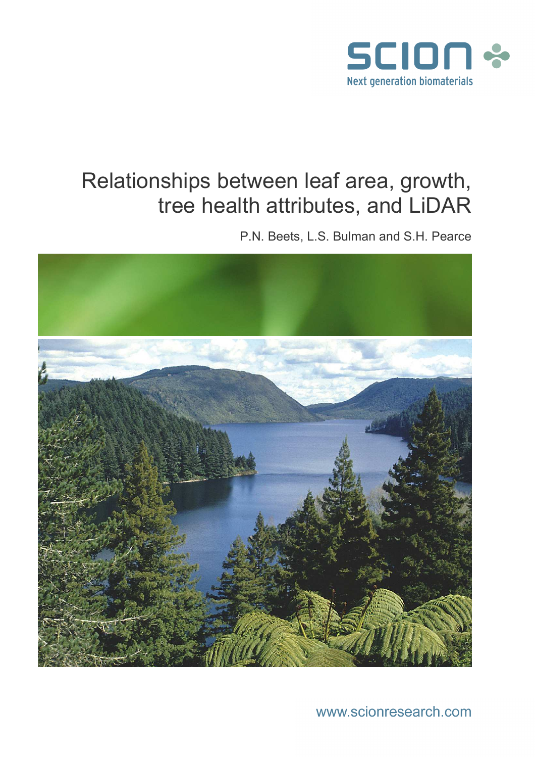SCION

Next generation biomaterials

# Relationships between leaf area, growth, tree health attributes, and LiDAR

P.N. Beets, L.S. Bulman and S.H. Pearce

www.scionresearch.com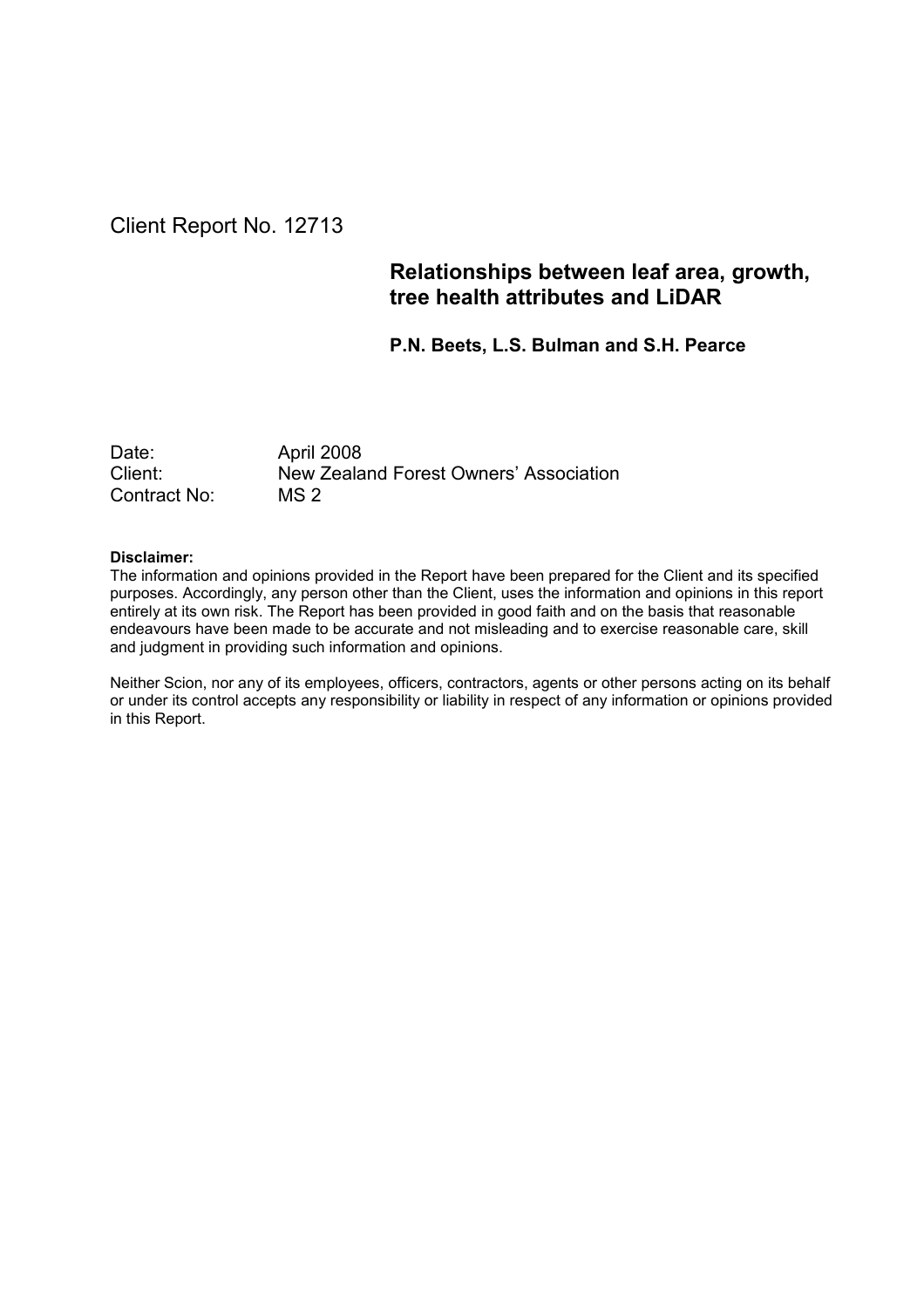Client Report No. 12713

# Relationships between leaf area, growth, tree health attributes and LiDAR

**P.N. Beets, L.S. Bulman and S.H. Pearce**

| | |
|---|---|
| Date: | April 2008 |
| Client: | New Zealand Forest Owners' Association |
| Contract No: | MS 2 |

**Disclaimer:**

The information and opinions provided in the Report have been prepared for the Client and its specified purposes. Accordingly, any person other than the Client, uses the information and opinions in this report entirely at its own risk. The Report has been provided in good faith and on the basis that reasonable endeavours have been made to be accurate and not misleading and to exercise reasonable care, skill and judgment in providing such information and opinions.

Neither Scion, nor any of its employees, officers, contractors, agents or other persons acting on its behalf or under its control accepts any responsibility or liability in respect of any information or opinions provided in this Report.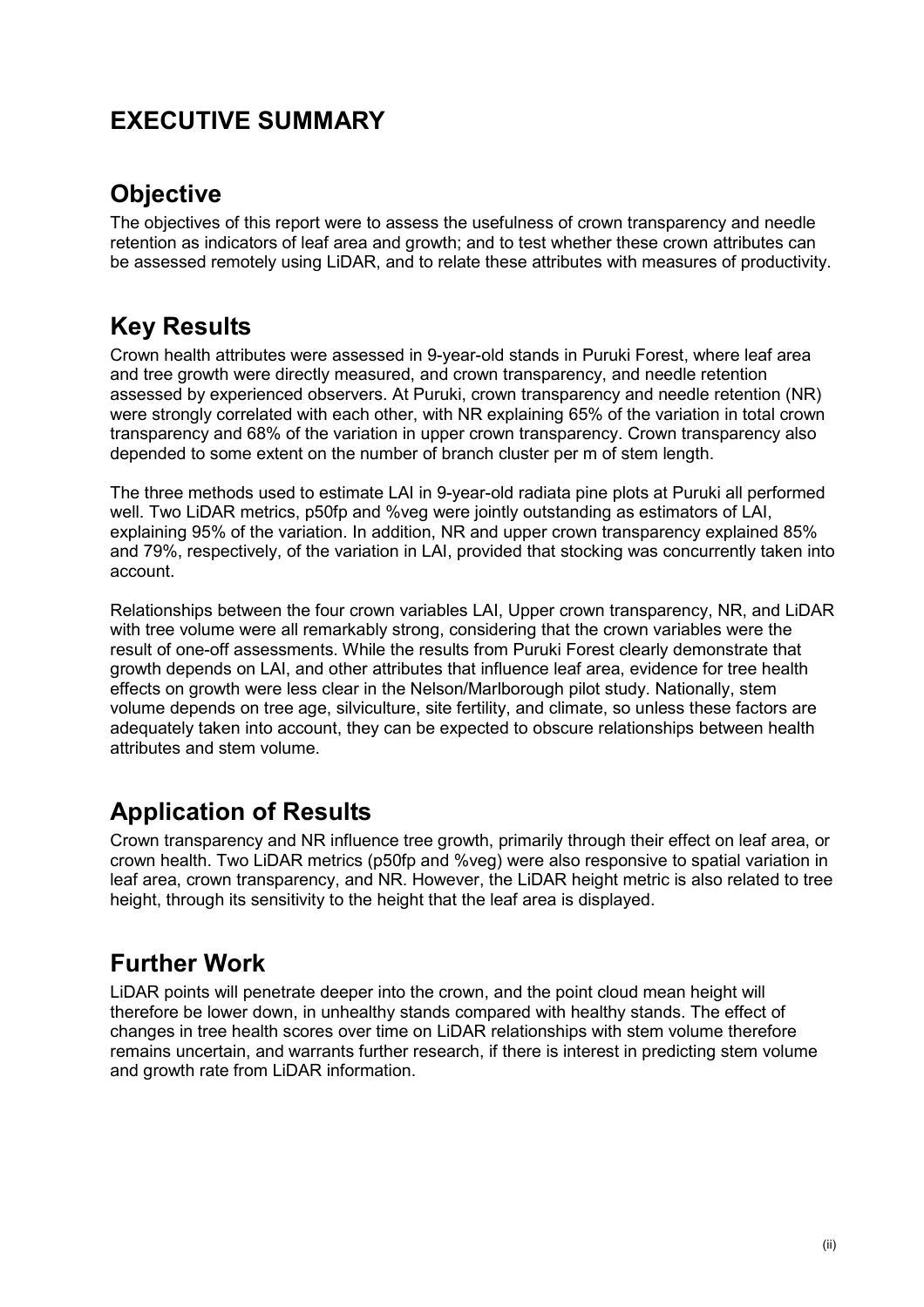# EXECUTIVE SUMMARY

## Objective

The objectives of this report were to assess the usefulness of crown transparency and needle retention as indicators of leaf area and growth; and to test whether these crown attributes can be assessed remotely using LiDAR, and to relate these attributes with measures of productivity.

## Key Results

Crown health attributes were assessed in 9-year-old stands in Puruki Forest, where leaf area and tree growth were directly measured, and crown transparency, and needle retention assessed by experienced observers. At Puruki, crown transparency and needle retention (NR) were strongly correlated with each other, with NR explaining 65% of the variation in total crown transparency and 68% of the variation in upper crown transparency. Crown transparency also depended to some extent on the number of branch cluster per m of stem length.

The three methods used to estimate LAI in 9-year-old radiata pine plots at Puruki all performed well. Two LiDAR metrics, p50fp and %veg were jointly outstanding as estimators of LAI, explaining 95% of the variation. In addition, NR and upper crown transparency explained 85% and 79%, respectively, of the variation in LAI, provided that stocking was concurrently taken into account.

Relationships between the four crown variables LAI, Upper crown transparency, NR, and LiDAR with tree volume were all remarkably strong, considering that the crown variables were the result of one-off assessments. While the results from Puruki Forest clearly demonstrate that growth depends on LAI, and other attributes that influence leaf area, evidence for tree health effects on growth were less clear in the Nelson/Marlborough pilot study. Nationally, stem volume depends on tree age, silviculture, site fertility, and climate, so unless these factors are adequately taken into account, they can be expected to obscure relationships between health attributes and stem volume.

## Application of Results

Crown transparency and NR influence tree growth, primarily through their effect on leaf area, or crown health. Two LiDAR metrics (p50fp and %veg) were also responsive to spatial variation in leaf area, crown transparency, and NR. However, the LiDAR height metric is also related to tree height, through its sensitivity to the height that the leaf area is displayed.

## Further Work

LiDAR points will penetrate deeper into the crown, and the point cloud mean height will therefore be lower down, in unhealthy stands compared with healthy stands. The effect of changes in tree health scores over time on LiDAR relationships with stem volume therefore remains uncertain, and warrants further research, if there is interest in predicting stem volume and growth rate from LiDAR information.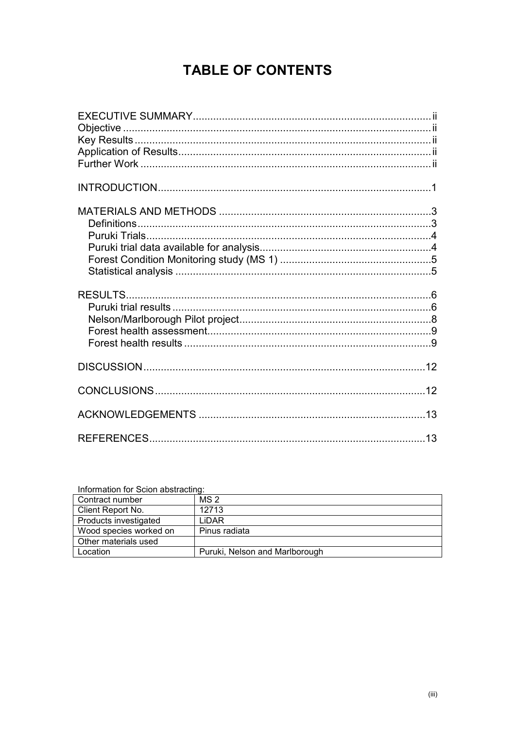# TABLE OF CONTENTS

EXECUTIVE SUMMARY .................................................................................. ii
Objective .................................................................................................... ii
Key Results ................................................................................................. ii
Application of Results .................................................................................. ii
Further Work ................................................................................................ ii

INTRODUCTION .............................................................................................. 1

MATERIALS AND METHODS ......................................................................... 3
- Definitions .................................................................................................... 3
- Puruki Trials .................................................................................................. 4
- Puruki trial data available for analysis ........................................................... 4
- Forest Condition Monitoring study (MS 1) .................................................... 5
- Statistical analysis ........................................................................................ 5

RESULTS ......................................................................................................... 6
- Puruki trial results ......................................................................................... 6
- Nelson/Marlborough Pilot project ................................................................... 8
- Forest health assessment ............................................................................... 9
- Forest health results ...................................................................................... 9

DISCUSSION .................................................................................................. 12

CONCLUSIONS .............................................................................................. 12

ACKNOWLEDGEMENTS ................................................................................ 13

REFERENCES ................................................................................................ 13

Information for Scion abstracting:

| | |
|---|---|
| Contract number | MS 2 |
| Client Report No. | 12713 |
| Products investigated | LiDAR |
| Wood species worked on | Pinus radiata |
| Other materials used | |
| Location | Puruki, Nelson and Marlborough |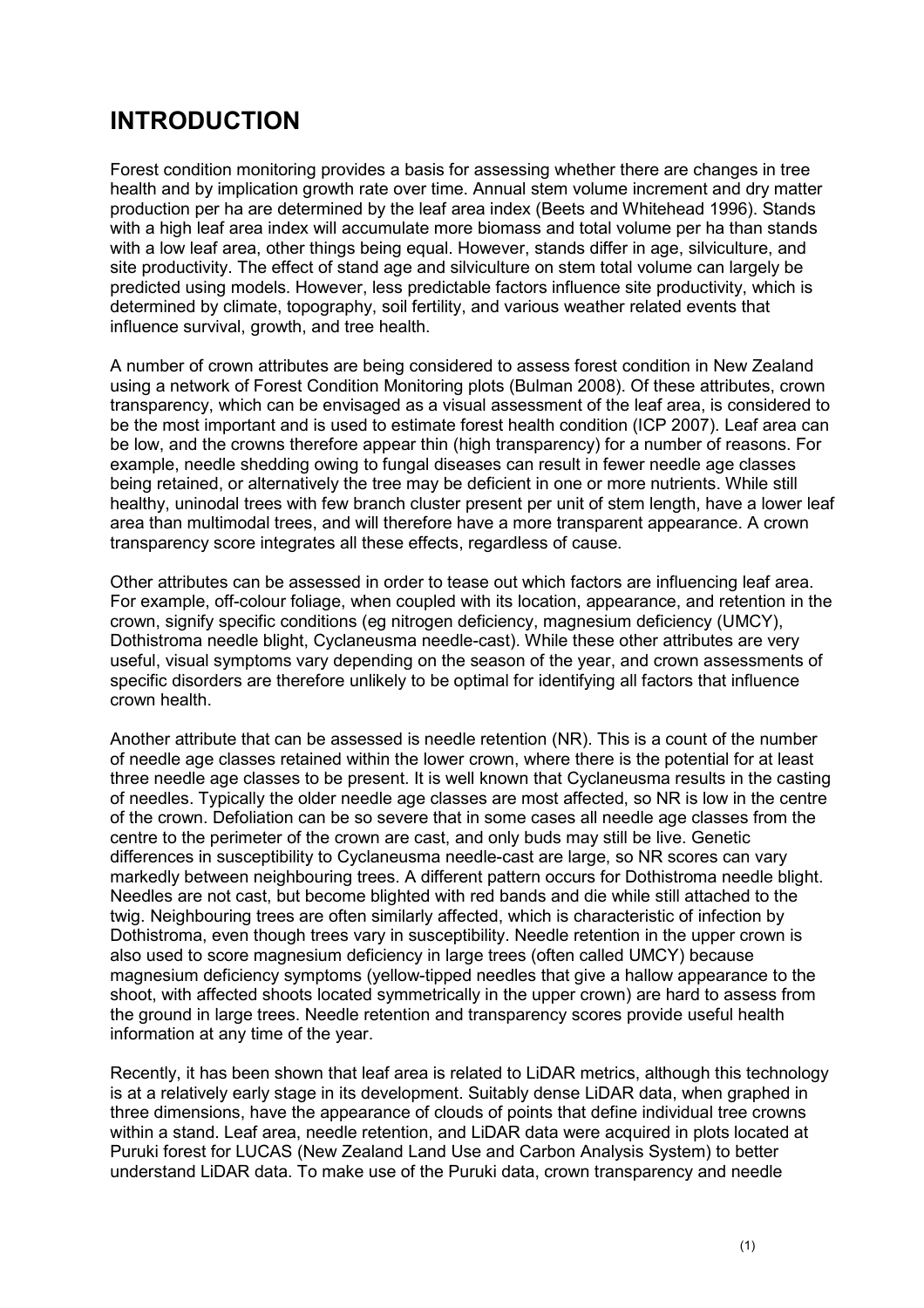# INTRODUCTION

Forest condition monitoring provides a basis for assessing whether there are changes in tree health and by implication growth rate over time. Annual stem volume increment and dry matter production per ha are determined by the leaf area index (Beets and Whitehead 1996). Stands with a high leaf area index will accumulate more biomass and total volume per ha than stands with a low leaf area, other things being equal. However, stands differ in age, silviculture, and site productivity. The effect of stand age and silviculture on stem total volume can largely be predicted using models. However, less predictable factors influence site productivity, which is determined by climate, topography, soil fertility, and various weather related events that influence survival, growth, and tree health.

A number of crown attributes are being considered to assess forest condition in New Zealand using a network of Forest Condition Monitoring plots (Bulman 2008). Of these attributes, crown transparency, which can be envisaged as a visual assessment of the leaf area, is considered to be the most important and is used to estimate forest health condition (ICP 2007). Leaf area can be low, and the crowns therefore appear thin (high transparency) for a number of reasons. For example, needle shedding owing to fungal diseases can result in fewer needle age classes being retained, or alternatively the tree may be deficient in one or more nutrients. While still healthy, uninodal trees with few branch cluster present per unit of stem length, have a lower leaf area than multimodal trees, and will therefore have a more transparent appearance. A crown transparency score integrates all these effects, regardless of cause.

Other attributes can be assessed in order to tease out which factors are influencing leaf area. For example, off-colour foliage, when coupled with its location, appearance, and retention in the crown, signify specific conditions (eg nitrogen deficiency, magnesium deficiency (UMCY), Dothistroma needle blight, Cyclaneusma needle-cast). While these other attributes are very useful, visual symptoms vary depending on the season of the year, and crown assessments of specific disorders are therefore unlikely to be optimal for identifying all factors that influence crown health.

Another attribute that can be assessed is needle retention (NR). This is a count of the number of needle age classes retained within the lower crown, where there is the potential for at least three needle age classes to be present. It is well known that Cyclaneusma results in the casting of needles. Typically the older needle age classes are most affected, so NR is low in the centre of the crown. Defoliation can be so severe that in some cases all needle age classes from the centre to the perimeter of the crown are cast, and only buds may still be live. Genetic differences in susceptibility to Cyclaneusma needle-cast are large, so NR scores can vary markedly between neighbouring trees. A different pattern occurs for Dothistroma needle blight. Needles are not cast, but become blighted with red bands and die while still attached to the twig. Neighbouring trees are often similarly affected, which is characteristic of infection by Dothistroma, even though trees vary in susceptibility. Needle retention in the upper crown is also used to score magnesium deficiency in large trees (often called UMCY) because magnesium deficiency symptoms (yellow-tipped needles that give a hallow appearance to the shoot, with affected shoots located symmetrically in the upper crown) are hard to assess from the ground in large trees. Needle retention and transparency scores provide useful health information at any time of the year.

Recently, it has been shown that leaf area is related to LiDAR metrics, although this technology is at a relatively early stage in its development. Suitably dense LiDAR data, when graphed in three dimensions, have the appearance of clouds of points that define individual tree crowns within a stand. Leaf area, needle retention, and LiDAR data were acquired in plots located at Puruki forest for LUCAS (New Zealand Land Use and Carbon Analysis System) to better understand LiDAR data. To make use of the Puruki data, crown transparency and needle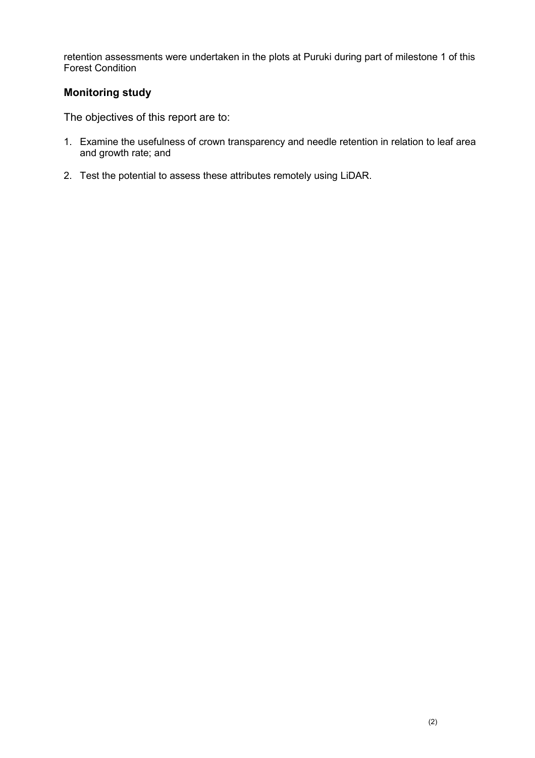retention assessments were undertaken in the plots at Puruki during part of milestone 1 of this Forest Condition

## Monitoring study

The objectives of this report are to:

1. Examine the usefulness of crown transparency and needle retention in relation to leaf area and growth rate; and
2. Test the potential to assess these attributes remotely using LiDAR.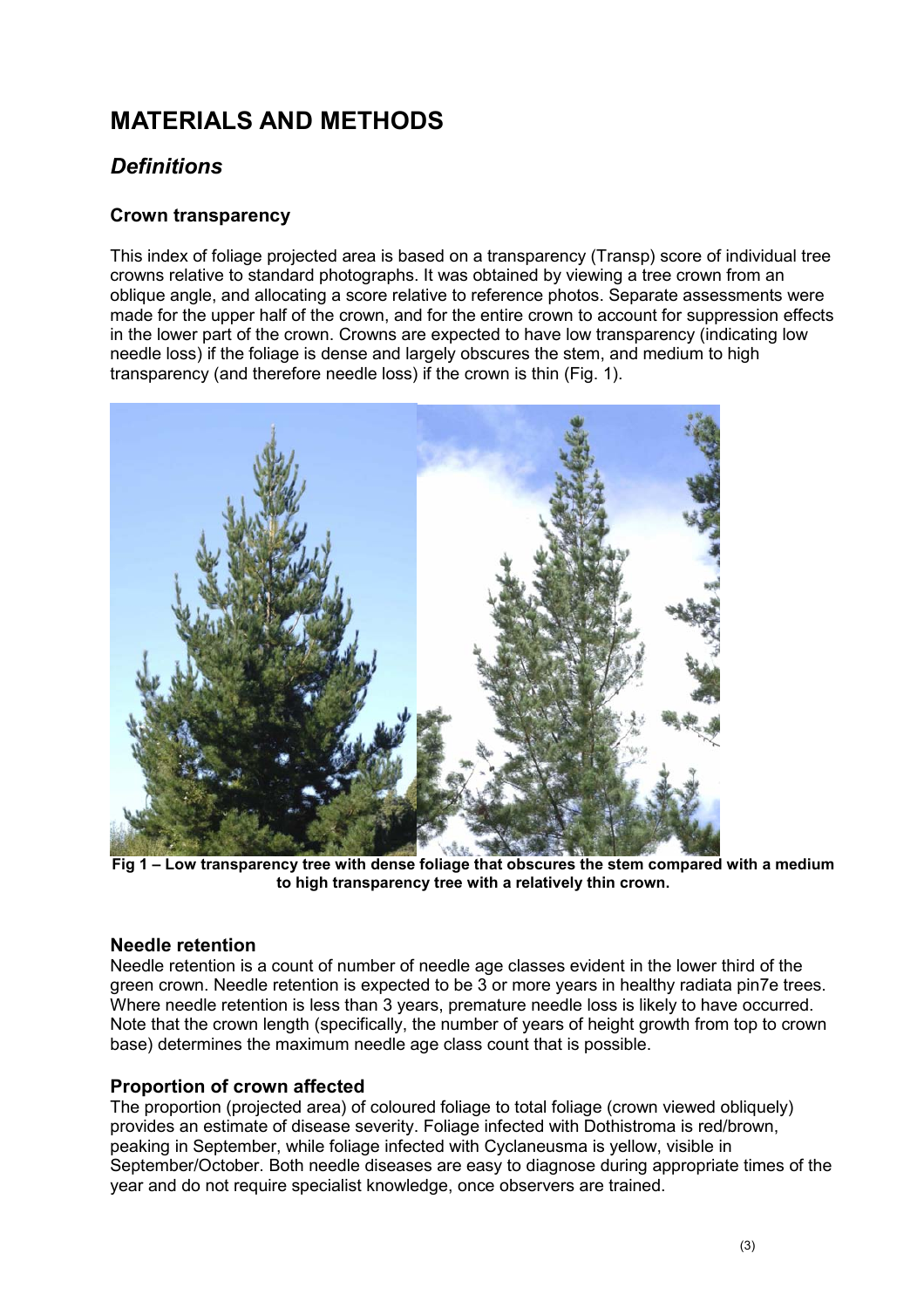# MATERIALS AND METHODS

## *Definitions*

### Crown transparency

This index of foliage projected area is based on a transparency (Transp) score of individual tree crowns relative to standard photographs. It was obtained by viewing a tree crown from an oblique angle, and allocating a score relative to reference photos. Separate assessments were made for the upper half of the crown, and for the entire crown to account for suppression effects in the lower part of the crown. Crowns are expected to have low transparency (indicating low needle loss) if the foliage is dense and largely obscures the stem, and medium to high transparency (and therefore needle loss) if the crown is thin (Fig. 1).

**Fig 1 – Low transparency tree with dense foliage that obscures the stem compared with a medium to high transparency tree with a relatively thin crown.**

### Needle retention

Needle retention is a count of number of needle age classes evident in the lower third of the green crown. Needle retention is expected to be 3 or more years in healthy radiata pin7e trees. Where needle retention is less than 3 years, premature needle loss is likely to have occurred. Note that the crown length (specifically, the number of years of height growth from top to crown base) determines the maximum needle age class count that is possible.

### Proportion of crown affected

The proportion (projected area) of coloured foliage to total foliage (crown viewed obliquely) provides an estimate of disease severity. Foliage infected with Dothistroma is red/brown, peaking in September, while foliage infected with Cyclaneusma is yellow, visible in September/October. Both needle diseases are easy to diagnose during appropriate times of the year and do not require specialist knowledge, once observers are trained.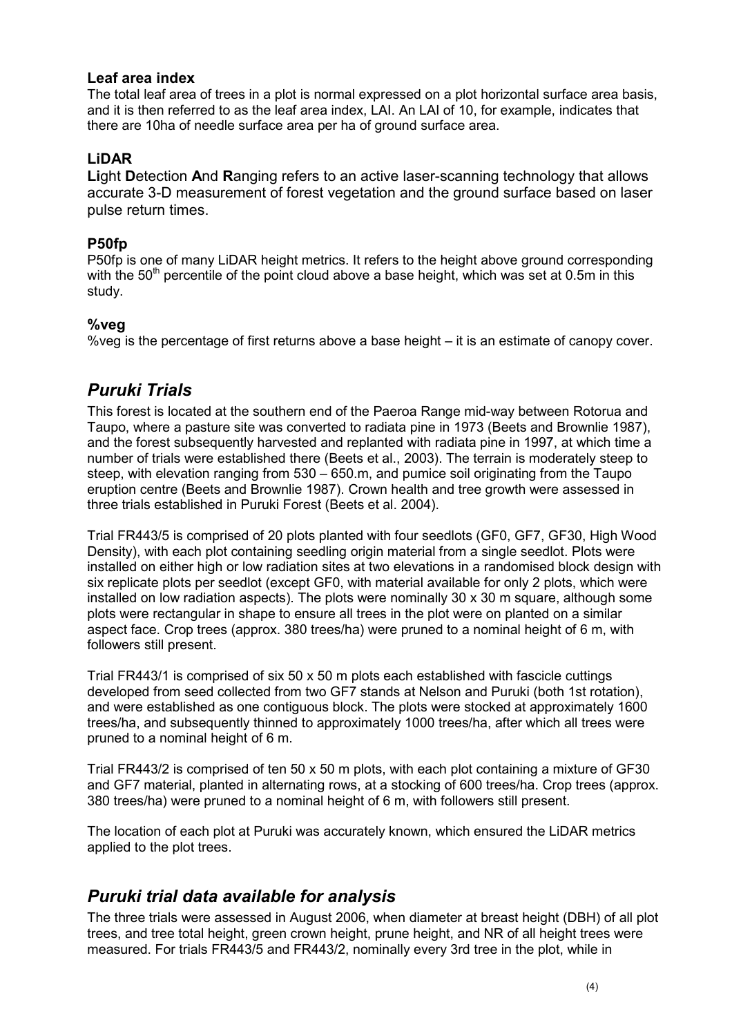### Leaf area index

The total leaf area of trees in a plot is normal expressed on a plot horizontal surface area basis, and it is then referred to as the leaf area index, LAI. An LAI of 10, for example, indicates that there are 10ha of needle surface area per ha of ground surface area.

### LiDAR

**Li**ght **D**etection **A**nd **R**anging refers to an active laser-scanning technology that allows accurate 3-D measurement of forest vegetation and the ground surface based on laser pulse return times.

### P50fp

P50fp is one of many LiDAR height metrics. It refers to the height above ground corresponding with the 50$^{th}$ percentile of the point cloud above a base height, which was set at 0.5m in this study.

### %veg

%veg is the percentage of first returns above a base height – it is an estimate of canopy cover.

## *Puruki Trials*

This forest is located at the southern end of the Paeroa Range mid-way between Rotorua and Taupo, where a pasture site was converted to radiata pine in 1973 (Beets and Brownlie 1987), and the forest subsequently harvested and replanted with radiata pine in 1997, at which time a number of trials were established there (Beets et al., 2003). The terrain is moderately steep to steep, with elevation ranging from 530 – 650.m, and pumice soil originating from the Taupo eruption centre (Beets and Brownlie 1987). Crown health and tree growth were assessed in three trials established in Puruki Forest (Beets et al. 2004).

Trial FR443/5 is comprised of 20 plots planted with four seedlots (GF0, GF7, GF30, High Wood Density), with each plot containing seedling origin material from a single seedlot. Plots were installed on either high or low radiation sites at two elevations in a randomised block design with six replicate plots per seedlot (except GF0, with material available for only 2 plots, which were installed on low radiation aspects). The plots were nominally 30 x 30 m square, although some plots were rectangular in shape to ensure all trees in the plot were on planted on a similar aspect face. Crop trees (approx. 380 trees/ha) were pruned to a nominal height of 6 m, with followers still present.

Trial FR443/1 is comprised of six 50 x 50 m plots each established with fascicle cuttings developed from seed collected from two GF7 stands at Nelson and Puruki (both 1st rotation), and were established as one contiguous block. The plots were stocked at approximately 1600 trees/ha, and subsequently thinned to approximately 1000 trees/ha, after which all trees were pruned to a nominal height of 6 m.

Trial FR443/2 is comprised of ten 50 x 50 m plots, with each plot containing a mixture of GF30 and GF7 material, planted in alternating rows, at a stocking of 600 trees/ha. Crop trees (approx. 380 trees/ha) were pruned to a nominal height of 6 m, with followers still present.

The location of each plot at Puruki was accurately known, which ensured the LiDAR metrics applied to the plot trees.

## *Puruki trial data available for analysis*

The three trials were assessed in August 2006, when diameter at breast height (DBH) of all plot trees, and tree total height, green crown height, prune height, and NR of all height trees were measured. For trials FR443/5 and FR443/2, nominally every 3rd tree in the plot, while in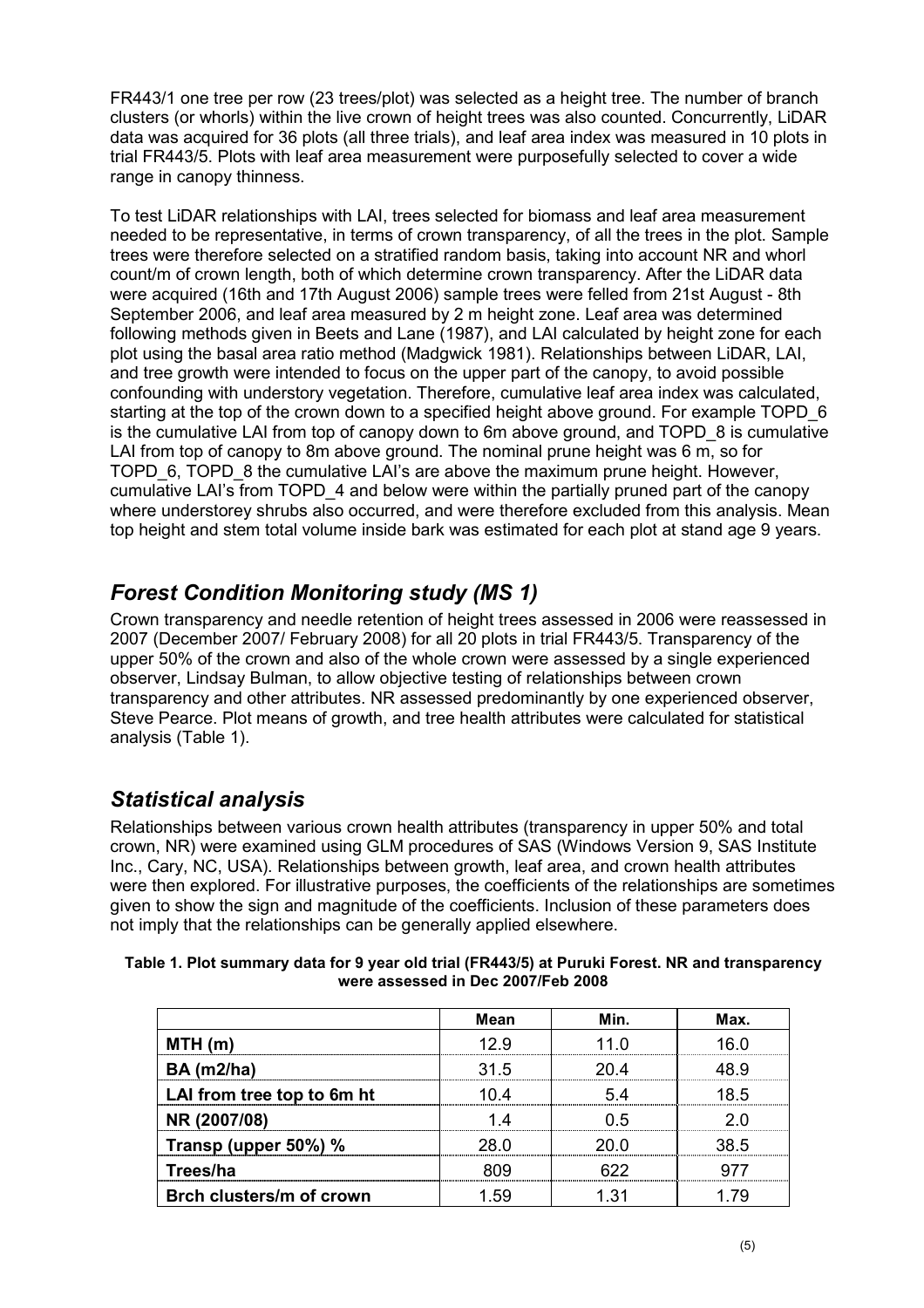FR443/1 one tree per row (23 trees/plot) was selected as a height tree. The number of branch clusters (or whorls) within the live crown of height trees was also counted. Concurrently, LiDAR data was acquired for 36 plots (all three trials), and leaf area index was measured in 10 plots in trial FR443/5. Plots with leaf area measurement were purposefully selected to cover a wide range in canopy thinness.

To test LiDAR relationships with LAI, trees selected for biomass and leaf area measurement needed to be representative, in terms of crown transparency, of all the trees in the plot. Sample trees were therefore selected on a stratified random basis, taking into account NR and whorl count/m of crown length, both of which determine crown transparency. After the LiDAR data were acquired (16th and 17th August 2006) sample trees were felled from 21st August - 8th September 2006, and leaf area measured by 2 m height zone. Leaf area was determined following methods given in Beets and Lane (1987), and LAI calculated by height zone for each plot using the basal area ratio method (Madgwick 1981). Relationships between LiDAR, LAI, and tree growth were intended to focus on the upper part of the canopy, to avoid possible confounding with understory vegetation. Therefore, cumulative leaf area index was calculated, starting at the top of the crown down to a specified height above ground. For example TOPD_6 is the cumulative LAI from top of canopy down to 6m above ground, and TOPD_8 is cumulative LAI from top of canopy to 8m above ground. The nominal prune height was 6 m, so for TOPD_6, TOPD_8 the cumulative LAI's are above the maximum prune height. However, cumulative LAI's from TOPD_4 and below were within the partially pruned part of the canopy where understorey shrubs also occurred, and were therefore excluded from this analysis. Mean top height and stem total volume inside bark was estimated for each plot at stand age 9 years.

## *Forest Condition Monitoring study (MS 1)*

Crown transparency and needle retention of height trees assessed in 2006 were reassessed in 2007 (December 2007/ February 2008) for all 20 plots in trial FR443/5. Transparency of the upper 50% of the crown and also of the whole crown were assessed by a single experienced observer, Lindsay Bulman, to allow objective testing of relationships between crown transparency and other attributes. NR assessed predominantly by one experienced observer, Steve Pearce. Plot means of growth, and tree health attributes were calculated for statistical analysis (Table 1).

## *Statistical analysis*

Relationships between various crown health attributes (transparency in upper 50% and total crown, NR) were examined using GLM procedures of SAS (Windows Version 9, SAS Institute Inc., Cary, NC, USA). Relationships between growth, leaf area, and crown health attributes were then explored. For illustrative purposes, the coefficients of the relationships are sometimes given to show the sign and magnitude of the coefficients. Inclusion of these parameters does not imply that the relationships can be generally applied elsewhere.

**Table 1. Plot summary data for 9 year old trial (FR443/5) at Puruki Forest. NR and transparency were assessed in Dec 2007/Feb 2008**

| | Mean | Min. | Max. |
|---|---|---|---|
| **MTH (m)** | 12.9 | 11.0 | 16.0 |
| **BA (m2/ha)** | 31.5 | 20.4 | 48.9 |
| **LAI from tree top to 6m ht** | 10.4 | 5.4 | 18.5 |
| **NR (2007/08)** | 1.4 | 0.5 | 2.0 |
| **Transp (upper 50%) %** | 28.0 | 20.0 | 38.5 |
| **Trees/ha** | 809 | 622 | 977 |
| **Brch clusters/m of crown** | 1.59 | 1.31 | 1.79 |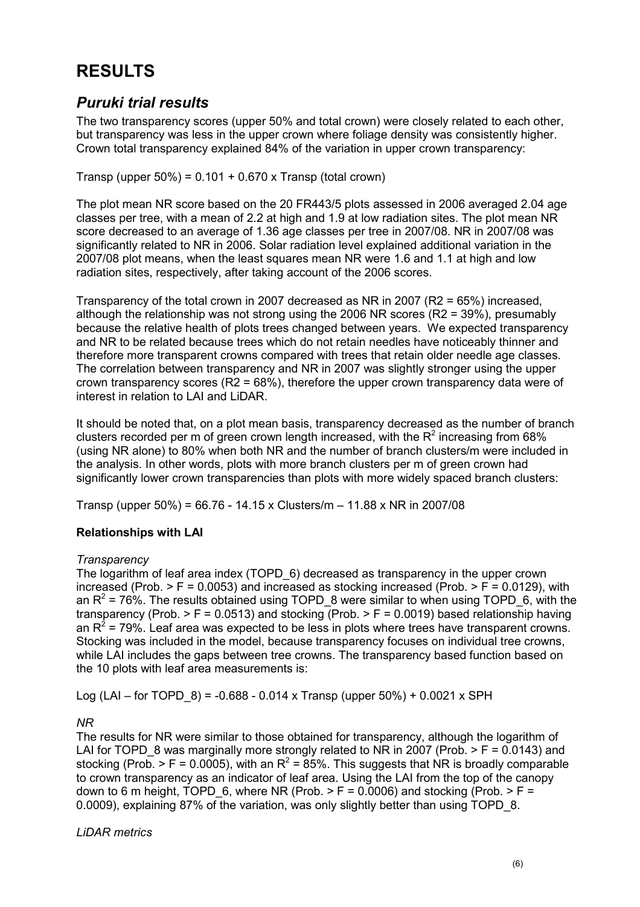# RESULTS

## *Puruki trial results*

The two transparency scores (upper 50% and total crown) were closely related to each other, but transparency was less in the upper crown where foliage density was consistently higher. Crown total transparency explained 84% of the variation in upper crown transparency:

Transp (upper 50%) = 0.101 + 0.670 x Transp (total crown)

The plot mean NR score based on the 20 FR443/5 plots assessed in 2006 averaged 2.04 age classes per tree, with a mean of 2.2 at high and 1.9 at low radiation sites. The plot mean NR score decreased to an average of 1.36 age classes per tree in 2007/08. NR in 2007/08 was significantly related to NR in 2006. Solar radiation level explained additional variation in the 2007/08 plot means, when the least squares mean NR were 1.6 and 1.1 at high and low radiation sites, respectively, after taking account of the 2006 scores.

Transparency of the total crown in 2007 decreased as NR in 2007 (R2 = 65%) increased, although the relationship was not strong using the 2006 NR scores (R2 = 39%), presumably because the relative health of plots trees changed between years. We expected transparency and NR to be related because trees which do not retain needles have noticeably thinner and therefore more transparent crowns compared with trees that retain older needle age classes. The correlation between transparency and NR in 2007 was slightly stronger using the upper crown transparency scores (R2 = 68%), therefore the upper crown transparency data were of interest in relation to LAI and LiDAR.

It should be noted that, on a plot mean basis, transparency decreased as the number of branch clusters recorded per m of green crown length increased, with the $R^2$ increasing from 68% (using NR alone) to 80% when both NR and the number of branch clusters/m were included in the analysis. In other words, plots with more branch clusters per m of green crown had significantly lower crown transparencies than plots with more widely spaced branch clusters:

Transp (upper 50%) = 66.76 - 14.15 x Clusters/m – 11.88 x NR in 2007/08

### Relationships with LAI

*Transparency*

The logarithm of leaf area index (TOPD_6) decreased as transparency in the upper crown increased (Prob. > F = 0.0053) and increased as stocking increased (Prob. > F = 0.0129), with an $R^2$ = 76%. The results obtained using TOPD_8 were similar to when using TOPD_6, with the transparency (Prob. > F = 0.0513) and stocking (Prob. > F = 0.0019) based relationship having an $R^2$ = 79%. Leaf area was expected to be less in plots where trees have transparent crowns. Stocking was included in the model, because transparency focuses on individual tree crowns, while LAI includes the gaps between tree crowns. The transparency based function based on the 10 plots with leaf area measurements is:

Log (LAI – for TOPD_8) = -0.688 - 0.014 x Transp (upper 50%) + 0.0021 x SPH

*NR*

The results for NR were similar to those obtained for transparency, although the logarithm of LAI for TOPD_8 was marginally more strongly related to NR in 2007 (Prob. > F = 0.0143) and stocking (Prob. > F = 0.0005), with an $R^2$ = 85%. This suggests that NR is broadly comparable to crown transparency as an indicator of leaf area. Using the LAI from the top of the canopy down to 6 m height, TOPD_6, where NR (Prob. > F = 0.0006) and stocking (Prob. > F = 0.0009), explaining 87% of the variation, was only slightly better than using TOPD_8.

*LiDAR metrics*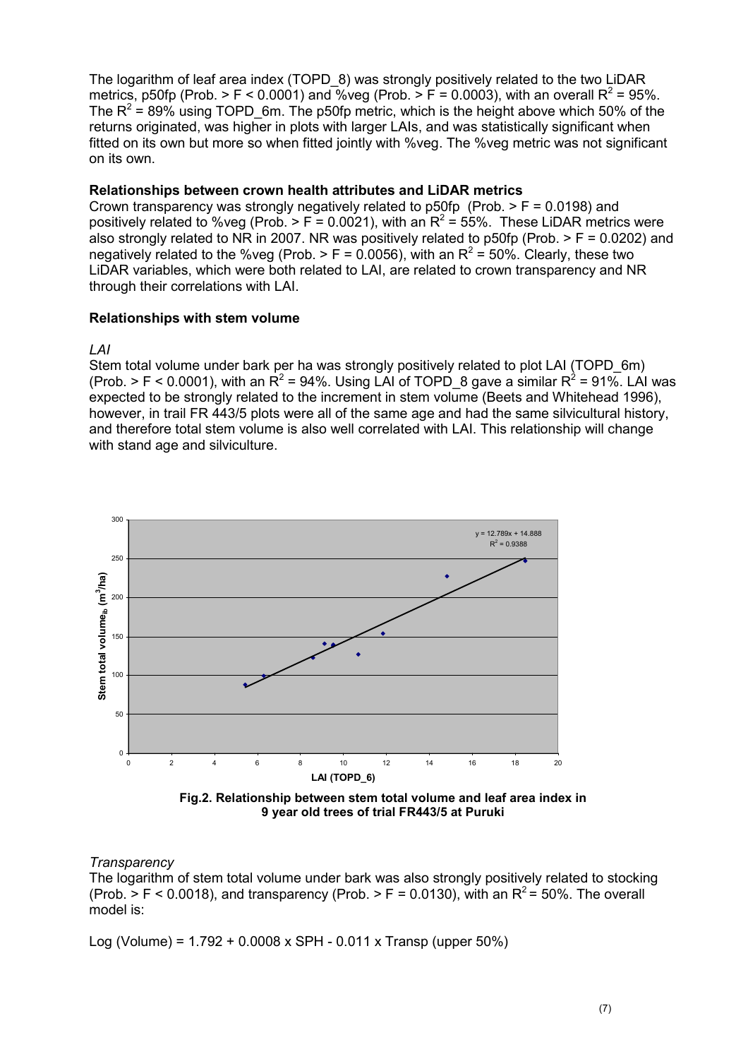The logarithm of leaf area index (TOPD_8) was strongly positively related to the two LiDAR metrics, p50fp (Prob. > F < 0.0001) and %veg (Prob. > F = 0.0003), with an overall $R^2$ = 95%. The $R^2$ = 89% using TOPD_6m. The p50fp metric, which is the height above which 50% of the returns originated, was higher in plots with larger LAIs, and was statistically significant when fitted on its own but more so when fitted jointly with %veg. The %veg metric was not significant on its own.

**Relationships between crown health attributes and LiDAR metrics**

Crown transparency was strongly negatively related to p50fp (Prob. > F = 0.0198) and positively related to %veg (Prob. > F = 0.0021), with an $R^2$ = 55%. These LiDAR metrics were also strongly related to NR in 2007. NR was positively related to p50fp (Prob. > F = 0.0202) and negatively related to the %veg (Prob. > F = 0.0056), with an $R^2$ = 50%. Clearly, these two LiDAR variables, which were both related to LAI, are related to crown transparency and NR through their correlations with LAI.

**Relationships with stem volume**

*LAI*

Stem total volume under bark per ha was strongly positively related to plot LAI (TOPD_6m) (Prob. > F < 0.0001), with an $R^2$ = 94%. Using LAI of TOPD_8 gave a similar $R^2$ = 91%. LAI was expected to be strongly related to the increment in stem volume (Beets and Whitehead 1996), however, in trail FR 443/5 plots were all of the same age and had the same silvicultural history, and therefore total stem volume is also well correlated with LAI. This relationship will change with stand age and silviculture.

**Fig.2. Relationship between stem total volume and leaf area index in 9 year old trees of trial FR443/5 at Puruki**

*Transparency*

The logarithm of stem total volume under bark was also strongly positively related to stocking (Prob. > F < 0.0018), and transparency (Prob. > F = 0.0130), with an $R^2$ = 50%. The overall model is:

$$\text{Log (Volume)} = 1.792 + 0.0008 \times \text{SPH} - 0.011 \times \text{Transp (upper 50\%)}$$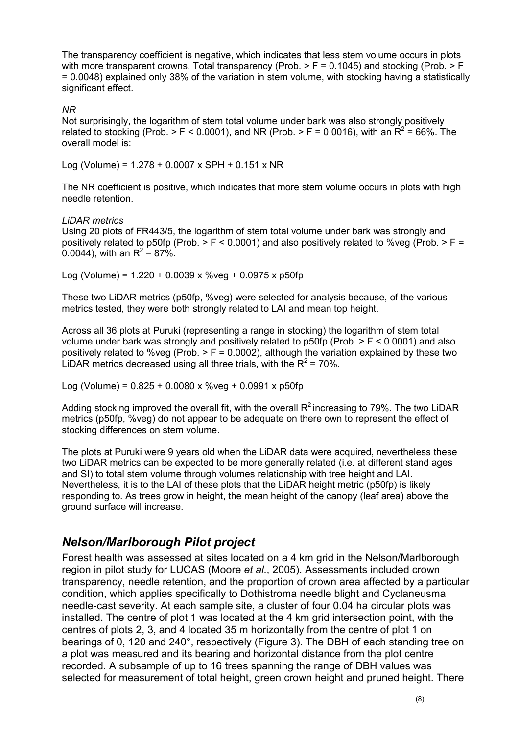The transparency coefficient is negative, which indicates that less stem volume occurs in plots with more transparent crowns. Total transparency (Prob. > F = 0.1045) and stocking (Prob. > F = 0.0048) explained only 38% of the variation in stem volume, with stocking having a statistically significant effect.

*NR*

Not surprisingly, the logarithm of stem total volume under bark was also strongly positively related to stocking (Prob. > F < 0.0001), and NR (Prob. > F = 0.0016), with an $R^2$ = 66%. The overall model is:

Log (Volume) = 1.278 + 0.0007 x SPH + 0.151 x NR

The NR coefficient is positive, which indicates that more stem volume occurs in plots with high needle retention.

*LiDAR metrics*

Using 20 plots of FR443/5, the logarithm of stem total volume under bark was strongly and positively related to p50fp (Prob. > F < 0.0001) and also positively related to %veg (Prob. > F = 0.0044), with an $R^2$ = 87%.

Log (Volume) = 1.220 + 0.0039 x %veg + 0.0975 x p50fp

These two LiDAR metrics (p50fp, %veg) were selected for analysis because, of the various metrics tested, they were both strongly related to LAI and mean top height.

Across all 36 plots at Puruki (representing a range in stocking) the logarithm of stem total volume under bark was strongly and positively related to p50fp (Prob. > F < 0.0001) and also positively related to %veg (Prob. > F = 0.0002), although the variation explained by these two LiDAR metrics decreased using all three trials, with the $R^2$ = 70%.

Log (Volume) = 0.825 + 0.0080 x %veg + 0.0991 x p50fp

Adding stocking improved the overall fit, with the overall $R^2$ increasing to 79%. The two LiDAR metrics (p50fp, %veg) do not appear to be adequate on there own to represent the effect of stocking differences on stem volume.

The plots at Puruki were 9 years old when the LiDAR data were acquired, nevertheless these two LiDAR metrics can be expected to be more generally related (i.e. at different stand ages and SI) to total stem volume through volumes relationship with tree height and LAI. Nevertheless, it is to the LAI of these plots that the LiDAR height metric (p50fp) is likely responding to. As trees grow in height, the mean height of the canopy (leaf area) above the ground surface will increase.

## *Nelson/Marlborough Pilot project*

Forest health was assessed at sites located on a 4 km grid in the Nelson/Marlborough region in pilot study for LUCAS (Moore *et al*., 2005). Assessments included crown transparency, needle retention, and the proportion of crown area affected by a particular condition, which applies specifically to Dothistroma needle blight and Cyclaneusma needle-cast severity. At each sample site, a cluster of four 0.04 ha circular plots was installed. The centre of plot 1 was located at the 4 km grid intersection point, with the centres of plots 2, 3, and 4 located 35 m horizontally from the centre of plot 1 on bearings of 0, 120 and 240°, respectively (Figure 3). The DBH of each standing tree on a plot was measured and its bearing and horizontal distance from the plot centre recorded. A subsample of up to 16 trees spanning the range of DBH values was selected for measurement of total height, green crown height and pruned height. There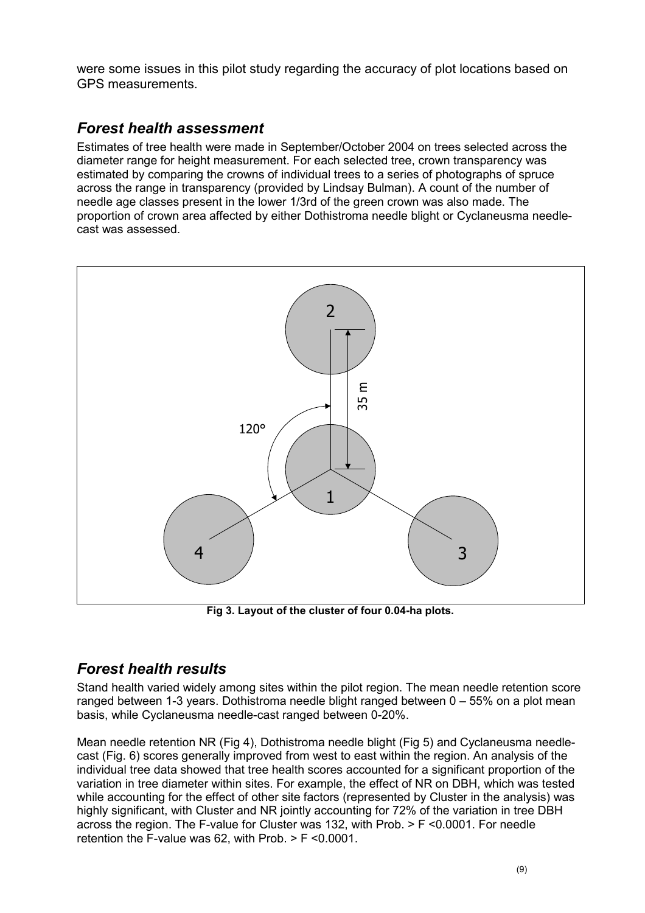were some issues in this pilot study regarding the accuracy of plot locations based on GPS measurements.

## *Forest health assessment*

Estimates of tree health were made in September/October 2004 on trees selected across the diameter range for height measurement. For each selected tree, crown transparency was estimated by comparing the crowns of individual trees to a series of photographs of spruce across the range in transparency (provided by Lindsay Bulman). A count of the number of needle age classes present in the lower 1/3rd of the green crown was also made. The proportion of crown area affected by either Dothistroma needle blight or Cyclaneusma needle-cast was assessed.

**Fig 3. Layout of the cluster of four 0.04-ha plots.**

## *Forest health results*

Stand health varied widely among sites within the pilot region. The mean needle retention score ranged between 1-3 years. Dothistroma needle blight ranged between 0 – 55% on a plot mean basis, while Cyclaneusma needle-cast ranged between 0-20%.

Mean needle retention NR (Fig 4), Dothistroma needle blight (Fig 5) and Cyclaneusma needle-cast (Fig. 6) scores generally improved from west to east within the region. An analysis of the individual tree data showed that tree health scores accounted for a significant proportion of the variation in tree diameter within sites. For example, the effect of NR on DBH, which was tested while accounting for the effect of other site factors (represented by Cluster in the analysis) was highly significant, with Cluster and NR jointly accounting for 72% of the variation in tree DBH across the region. The F-value for Cluster was 132, with Prob. > F <0.0001. For needle retention the F-value was 62, with Prob. > F <0.0001.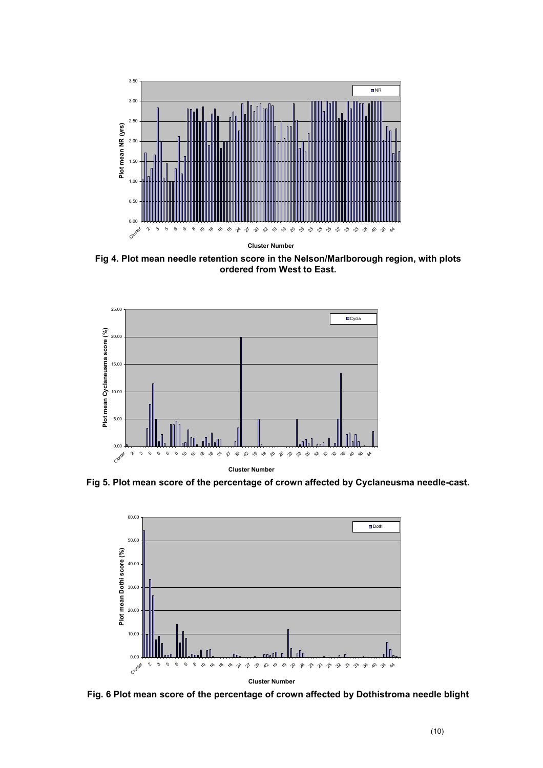**Fig 4. Plot mean needle retention score in the Nelson/Marlborough region, with plots ordered from West to East.**

**Fig 5. Plot mean score of the percentage of crown affected by Cyclaneusma needle-cast.**

**Fig. 6 Plot mean score of the percentage of crown affected by Dothistroma needle blight**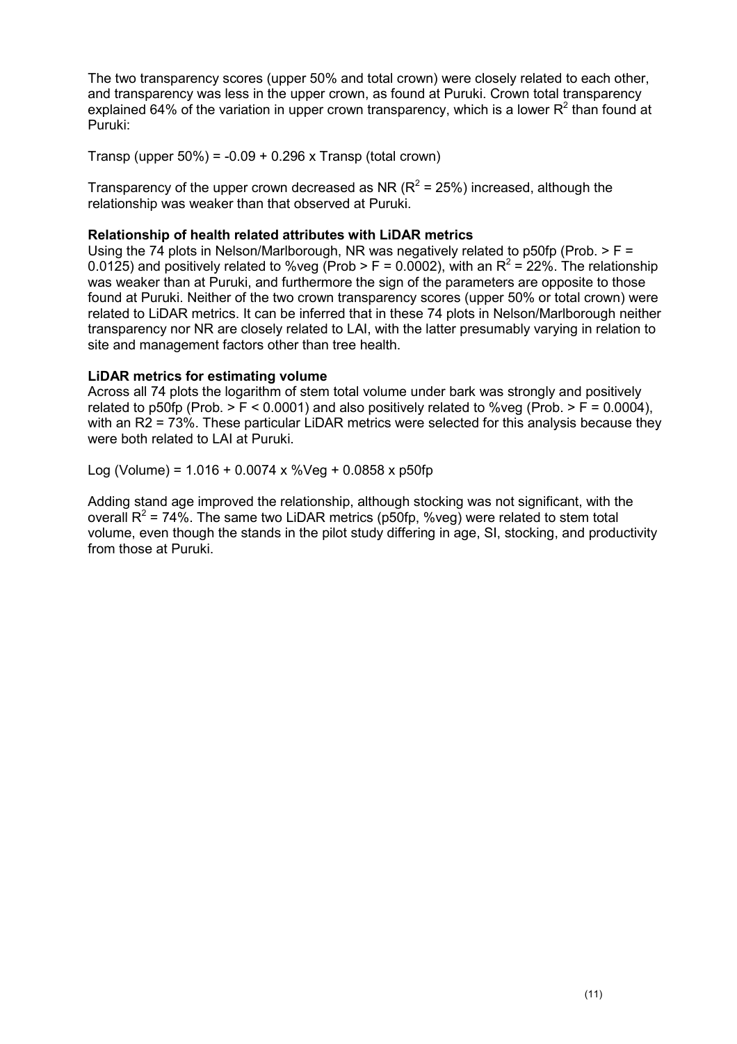The two transparency scores (upper 50% and total crown) were closely related to each other, and transparency was less in the upper crown, as found at Puruki. Crown total transparency explained 64% of the variation in upper crown transparency, which is a lower $R^2$ than found at Puruki:

Transp (upper 50%) = -0.09 + 0.296 x Transp (total crown)

Transparency of the upper crown decreased as NR ($R^2$ = 25%) increased, although the relationship was weaker than that observed at Puruki.

**Relationship of health related attributes with LiDAR metrics**

Using the 74 plots in Nelson/Marlborough, NR was negatively related to p50fp (Prob. > F = 0.0125) and positively related to %veg (Prob > F = 0.0002), with an $R^2$ = 22%. The relationship was weaker than at Puruki, and furthermore the sign of the parameters are opposite to those found at Puruki. Neither of the two crown transparency scores (upper 50% or total crown) were related to LiDAR metrics. It can be inferred that in these 74 plots in Nelson/Marlborough neither transparency nor NR are closely related to LAI, with the latter presumably varying in relation to site and management factors other than tree health.

**LiDAR metrics for estimating volume**

Across all 74 plots the logarithm of stem total volume under bark was strongly and positively related to p50fp (Prob. > F < 0.0001) and also positively related to %veg (Prob. > F = 0.0004), with an R2 = 73%. These particular LiDAR metrics were selected for this analysis because they were both related to LAI at Puruki.

Log (Volume) = 1.016 + 0.0074 x %Veg + 0.0858 x p50fp

Adding stand age improved the relationship, although stocking was not significant, with the overall $R^2$ = 74%. The same two LiDAR metrics (p50fp, %veg) were related to stem total volume, even though the stands in the pilot study differing in age, SI, stocking, and productivity from those at Puruki.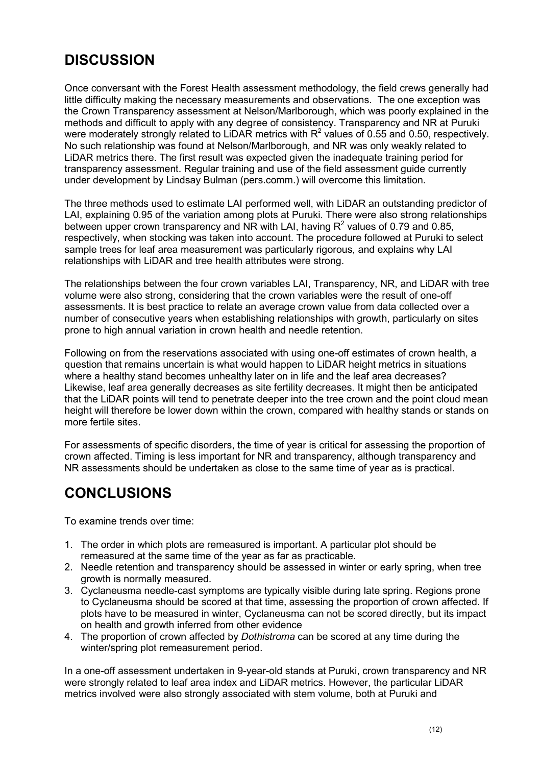# DISCUSSION

Once conversant with the Forest Health assessment methodology, the field crews generally had little difficulty making the necessary measurements and observations. The one exception was the Crown Transparency assessment at Nelson/Marlborough, which was poorly explained in the methods and difficult to apply with any degree of consistency. Transparency and NR at Puruki were moderately strongly related to LiDAR metrics with $R^2$ values of 0.55 and 0.50, respectively. No such relationship was found at Nelson/Marlborough, and NR was only weakly related to LiDAR metrics there. The first result was expected given the inadequate training period for transparency assessment. Regular training and use of the field assessment guide currently under development by Lindsay Bulman (pers.comm.) will overcome this limitation.

The three methods used to estimate LAI performed well, with LiDAR an outstanding predictor of LAI, explaining 0.95 of the variation among plots at Puruki. There were also strong relationships between upper crown transparency and NR with LAI, having $R^2$ values of 0.79 and 0.85, respectively, when stocking was taken into account. The procedure followed at Puruki to select sample trees for leaf area measurement was particularly rigorous, and explains why LAI relationships with LiDAR and tree health attributes were strong.

The relationships between the four crown variables LAI, Transparency, NR, and LiDAR with tree volume were also strong, considering that the crown variables were the result of one-off assessments. It is best practice to relate an average crown value from data collected over a number of consecutive years when establishing relationships with growth, particularly on sites prone to high annual variation in crown health and needle retention.

Following on from the reservations associated with using one-off estimates of crown health, a question that remains uncertain is what would happen to LiDAR height metrics in situations where a healthy stand becomes unhealthy later on in life and the leaf area decreases? Likewise, leaf area generally decreases as site fertility decreases. It might then be anticipated that the LiDAR points will tend to penetrate deeper into the tree crown and the point cloud mean height will therefore be lower down within the crown, compared with healthy stands or stands on more fertile sites.

For assessments of specific disorders, the time of year is critical for assessing the proportion of crown affected. Timing is less important for NR and transparency, although transparency and NR assessments should be undertaken as close to the same time of year as is practical.

# CONCLUSIONS

To examine trends over time:

1. The order in which plots are remeasured is important. A particular plot should be remeasured at the same time of the year as far as practicable.
2. Needle retention and transparency should be assessed in winter or early spring, when tree growth is normally measured.
3. Cyclaneusma needle-cast symptoms are typically visible during late spring. Regions prone to Cyclaneusma should be scored at that time, assessing the proportion of crown affected. If plots have to be measured in winter, Cyclaneusma can not be scored directly, but its impact on health and growth inferred from other evidence
4. The proportion of crown affected by *Dothistroma* can be scored at any time during the winter/spring plot remeasurement period.

In a one-off assessment undertaken in 9-year-old stands at Puruki, crown transparency and NR were strongly related to leaf area index and LiDAR metrics. However, the particular LiDAR metrics involved were also strongly associated with stem volume, both at Puruki and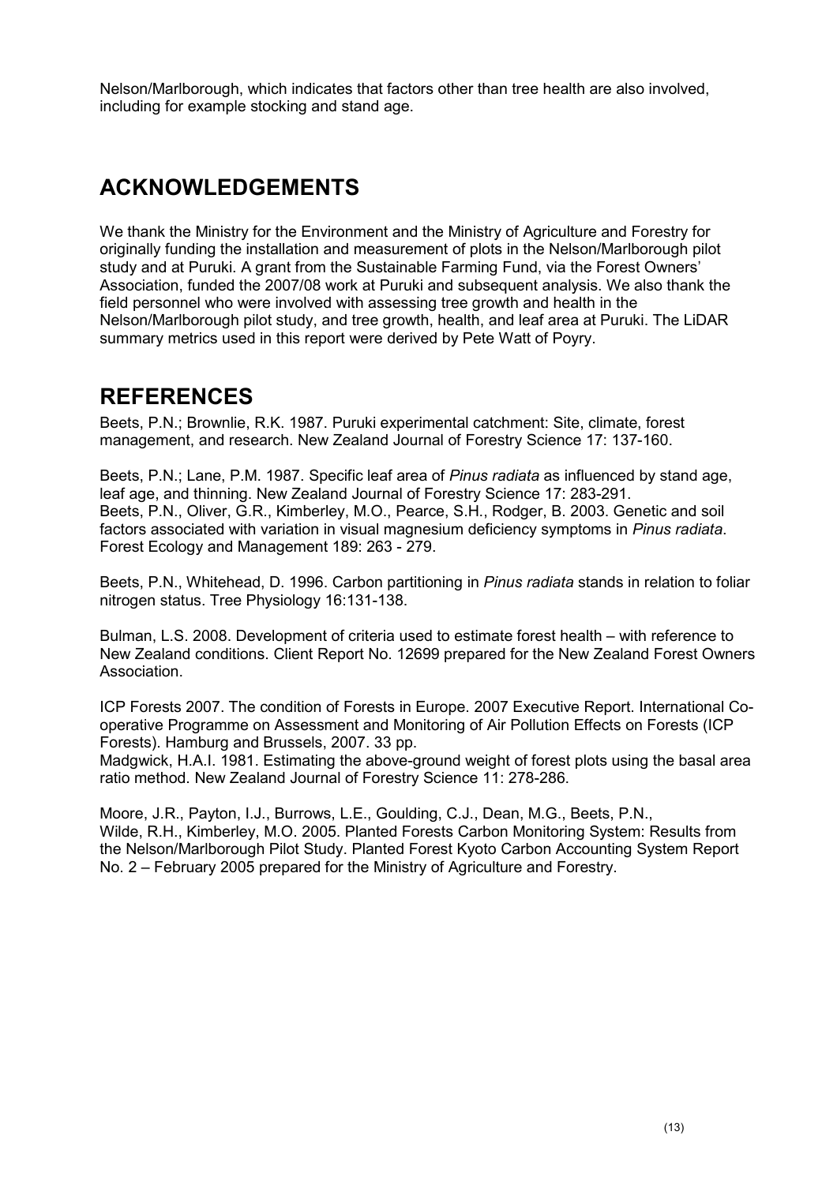Nelson/Marlborough, which indicates that factors other than tree health are also involved, including for example stocking and stand age.

## ACKNOWLEDGEMENTS

We thank the Ministry for the Environment and the Ministry of Agriculture and Forestry for originally funding the installation and measurement of plots in the Nelson/Marlborough pilot study and at Puruki. A grant from the Sustainable Farming Fund, via the Forest Owners' Association, funded the 2007/08 work at Puruki and subsequent analysis. We also thank the field personnel who were involved with assessing tree growth and health in the Nelson/Marlborough pilot study, and tree growth, health, and leaf area at Puruki. The LiDAR summary metrics used in this report were derived by Pete Watt of Poyry.

## REFERENCES

Beets, P.N.; Brownlie, R.K. 1987. Puruki experimental catchment: Site, climate, forest management, and research. New Zealand Journal of Forestry Science 17: 137-160.

Beets, P.N.; Lane, P.M. 1987. Specific leaf area of *Pinus radiata* as influenced by stand age, leaf age, and thinning. New Zealand Journal of Forestry Science 17: 283-291.

Beets, P.N., Oliver, G.R., Kimberley, M.O., Pearce, S.H., Rodger, B. 2003. Genetic and soil factors associated with variation in visual magnesium deficiency symptoms in *Pinus radiata*. Forest Ecology and Management 189: 263 - 279.

Beets, P.N., Whitehead, D. 1996. Carbon partitioning in *Pinus radiata* stands in relation to foliar nitrogen status. Tree Physiology 16:131-138.

Bulman, L.S. 2008. Development of criteria used to estimate forest health – with reference to New Zealand conditions. Client Report No. 12699 prepared for the New Zealand Forest Owners Association.

ICP Forests 2007. The condition of Forests in Europe. 2007 Executive Report. International Co-operative Programme on Assessment and Monitoring of Air Pollution Effects on Forests (ICP Forests). Hamburg and Brussels, 2007. 33 pp.

Madgwick, H.A.I. 1981. Estimating the above-ground weight of forest plots using the basal area ratio method. New Zealand Journal of Forestry Science 11: 278-286.

Moore, J.R., Payton, I.J., Burrows, L.E., Goulding, C.J., Dean, M.G., Beets, P.N., Wilde, R.H., Kimberley, M.O. 2005. Planted Forests Carbon Monitoring System: Results from the Nelson/Marlborough Pilot Study. Planted Forest Kyoto Carbon Accounting System Report No. 2 – February 2005 prepared for the Ministry of Agriculture and Forestry.